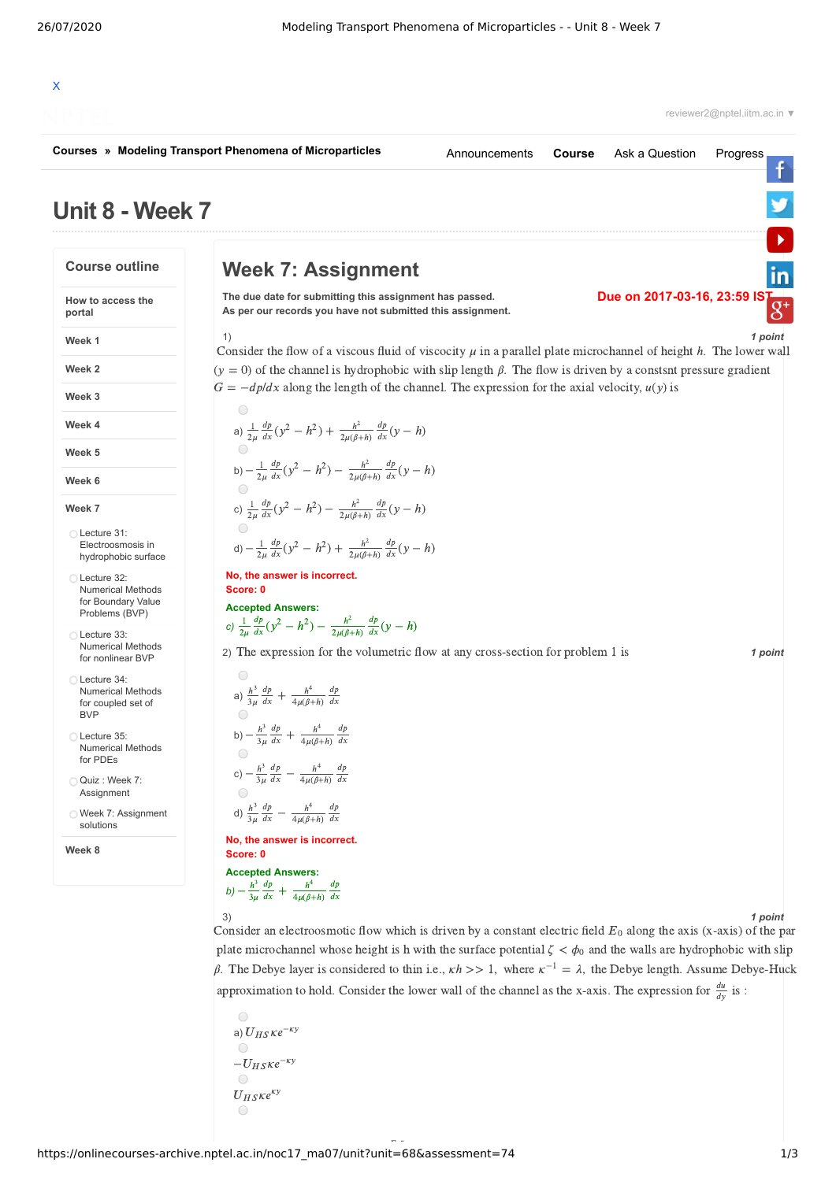# Unit 8 - Week 7

Courses » Modeling Transport Phenomena of Microparticles

Announcements | Course | Ask a Question | Progress

## Course outline

- How to access the portal
- Week 1
- Week 2
- Week 3
- Week 4
- Week 5
- Week 6
- Week 7
  - Lecture 31: Electroosmosis in hydrophobic surface
  - Lecture 32: Numerical Methods for Boundary Value Problems (BVP)
  - Lecture 33: Numerical Methods for nonlinear BVP
  - Lecture 34: Numerical Methods for coupled set of BVP
  - Lecture 35: Numerical Methods for PDEs
  - Quiz : Week 7: Assignment
  - Week 7: Assignment solutions
- Week 8

## Week 7: Assignment

**The due date for submitting this assignment has passed.**
**As per our records you have not submitted this assignment.**

**Due on 2017-03-16, 23:59 IST**

1) *1 point*

Consider the flow of a viscous fluid of viscosity $\mu$ in a parallel plate microchannel of height $h$. The lower wall $(y = 0)$ of the channel is hydrophobic with slip length $\beta$. The flow is driven by a constsnt pressure gradient $G = -dp/dx$ along the length of the channel. The expression for the axial velocity, $u(y)$ is

a) $\frac{1}{2\mu}\frac{dp}{dx}(y^2 - h^2) + \frac{h^2}{2\mu(\beta+h)}\frac{dp}{dx}(y - h)$

b) $-\frac{1}{2\mu}\frac{dp}{dx}(y^2 - h^2) - \frac{h^2}{2\mu(\beta+h)}\frac{dp}{dx}(y - h)$

c) $\frac{1}{2\mu}\frac{dp}{dx}(y^2 - h^2) - \frac{h^2}{2\mu(\beta+h)}\frac{dp}{dx}(y - h)$

d) $-\frac{1}{2\mu}\frac{dp}{dx}(y^2 - h^2) + \frac{h^2}{2\mu(\beta+h)}\frac{dp}{dx}(y - h)$

No, the answer is incorrect.
Score: 0

**Accepted Answers:**
c) $\frac{1}{2\mu}\frac{dp}{dx}(y^2 - h^2) - \frac{h^2}{2\mu(\beta+h)}\frac{dp}{dx}(y - h)$

2) The expression for the volumetric flow at any cross-section for problem 1 is *1 point*

a) $\frac{h^3}{3\mu}\frac{dp}{dx} + \frac{h^4}{4\mu(\beta+h)}\frac{dp}{dx}$

b) $-\frac{h^3}{3\mu}\frac{dp}{dx} + \frac{h^4}{4\mu(\beta+h)}\frac{dp}{dx}$

c) $-\frac{h^3}{3\mu}\frac{dp}{dx} - \frac{h^4}{4\mu(\beta+h)}\frac{dp}{dx}$

d) $\frac{h^3}{3\mu}\frac{dp}{dx} - \frac{h^4}{4\mu(\beta+h)}\frac{dp}{dx}$

No, the answer is incorrect.
Score: 0

**Accepted Answers:**
b) $-\frac{h^3}{3\mu}\frac{dp}{dx} + \frac{h^4}{4\mu(\beta+h)}\frac{dp}{dx}$

3) *1 point*

Consider an electroosmotic flow which is driven by a constant electric field $E_0$ along the axis (x-axis) of the par plate microchannel whose height is h with the surface potential $\zeta < \phi_0$ and the walls are hydrophobic with slip $\beta$. The Debye layer is considered to thin i.e., $\kappa h >> 1$, where $\kappa^{-1} = \lambda$, the Debye length. Assume Debye-Huck approximation to hold. Consider the lower wall of the channel as the x-axis. The expression for $\frac{du}{dy}$ is :

a) $U_{HS}\kappa e^{-\kappa y}$

$-U_{HS}\kappa e^{-\kappa y}$

$U_{HS}\kappa e^{\kappa y}$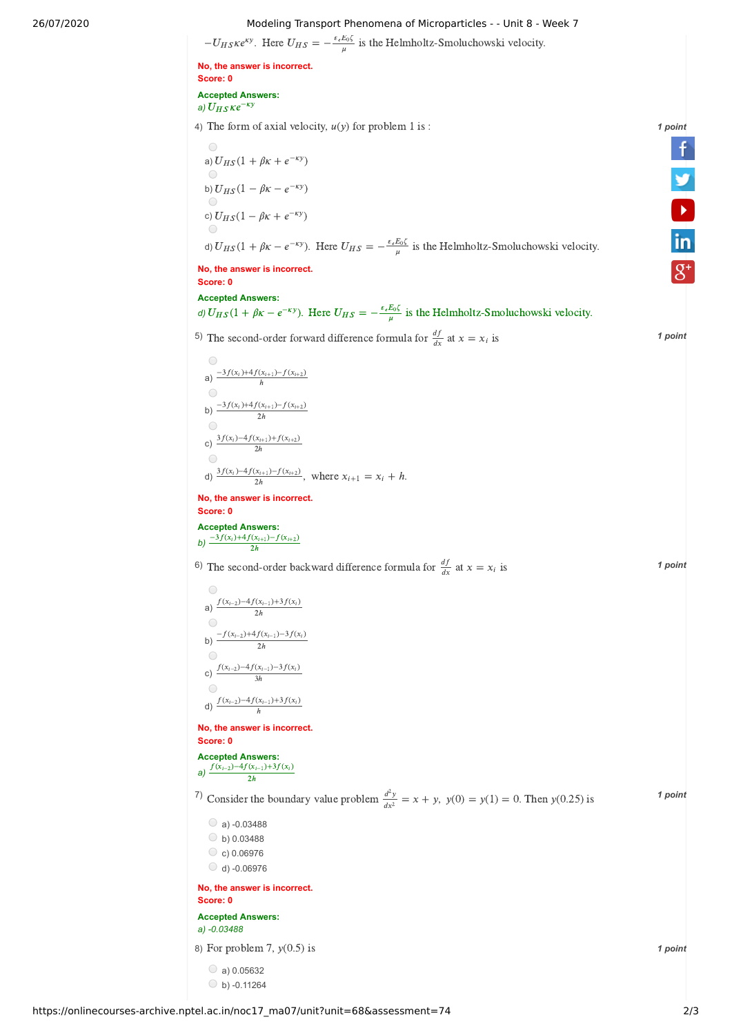$-U_{HS}\kappa e^{\kappa y}$. Here $U_{HS} = -\frac{\varepsilon_e E_0 \zeta}{\mu}$ is the Helmholtz-Smoluchowski velocity.

**No, the answer is incorrect.**
**Score: 0**

**Accepted Answers:**
*a)* $U_{HS}\kappa e^{-\kappa y}$

4) The form of axial velocity, $u(y)$ for problem 1 is : **1 point**

a) $U_{HS}(1 + \beta\kappa + e^{-\kappa y})$

b) $U_{HS}(1 - \beta\kappa - e^{-\kappa y})$

c) $U_{HS}(1 - \beta\kappa + e^{-\kappa y})$

d) $U_{HS}(1 + \beta\kappa - e^{-\kappa y})$. Here $U_{HS} = -\frac{\varepsilon_e E_0 \zeta}{\mu}$ is the Helmholtz-Smoluchowski velocity.

**No, the answer is incorrect.**
**Score: 0**

**Accepted Answers:**
*d)* $U_{HS}(1 + \beta\kappa - e^{-\kappa y})$. Here $U_{HS} = -\frac{\varepsilon_e E_0 \zeta}{\mu}$ is the Helmholtz-Smoluchowski velocity.

5) The second-order forward difference formula for $\frac{df}{dx}$ at $x = x_i$ is **1 point**

a) $\frac{-3f(x_i)+4f(x_{i+1})-f(x_{i+2})}{h}$

b) $\frac{-3f(x_i)+4f(x_{i+1})-f(x_{i+2})}{2h}$

c) $\frac{3f(x_i)-4f(x_{i+1})+f(x_{i+2})}{2h}$

d) $\frac{3f(x_i)-4f(x_{i+1})-f(x_{i+2})}{2h}$, where $x_{i+1} = x_i + h$.

**No, the answer is incorrect.**
**Score: 0**

**Accepted Answers:**
*b)* $\frac{-3f(x_i)+4f(x_{i+1})-f(x_{i+2})}{2h}$

6) The second-order backward difference formula for $\frac{df}{dx}$ at $x = x_i$ is **1 point**

a) $\frac{f(x_{i-2})-4f(x_{i-1})+3f(x_i)}{2h}$

b) $\frac{-f(x_{i-2})+4f(x_{i-1})-3f(x_i)}{2h}$

c) $\frac{f(x_{i-2})-4f(x_{i-1})-3f(x_i)}{3h}$

d) $\frac{f(x_{i-2})-4f(x_{i-1})+3f(x_i)}{h}$

**No, the answer is incorrect.**
**Score: 0**

**Accepted Answers:**
*a)* $\frac{f(x_{i-2})-4f(x_{i-1})+3f(x_i)}{2h}$

7) Consider the boundary value problem $\frac{d^2y}{dx^2} = x + y,\ y(0) = y(1) = 0$. Then $y(0.25)$ is **1 point**

a) -0.03488

b) 0.03488

c) 0.06976

d) -0.06976

**No, the answer is incorrect.**
**Score: 0**

**Accepted Answers:**
*a) -0.03488*

8) For problem 7, $y(0.5)$ is **1 point**

a) 0.05632

b) -0.11264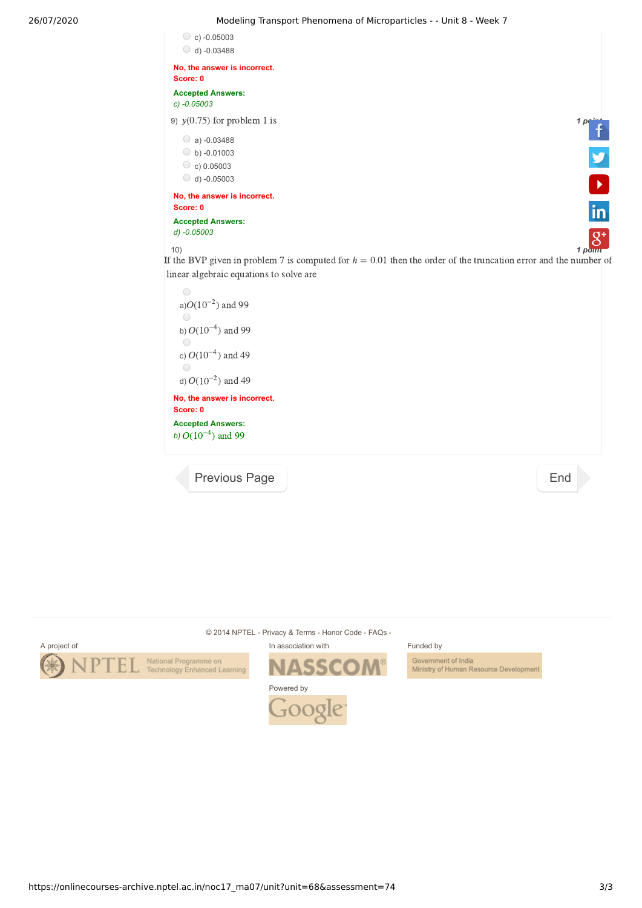- c) -0.05003
- d) -0.03488

**No, the answer is incorrect.**
**Score: 0**

**Accepted Answers:**
*c) -0.05003*

9) $y(0.75)$ for problem 1 is

*1 point*

- a) -0.03488
- b) -0.01003
- c) 0.05003
- d) -0.05003

**No, the answer is incorrect.**
**Score: 0**

**Accepted Answers:**
*d) -0.05003*

10)

*1 point*

If the BVP given in problem 7 is computed for $h = 0.01$ then the order of the truncation error and the number of linear algebraic equations to solve are

- a) $O(10^{-2})$ and 99
- b) $O(10^{-4})$ and 99
- c) $O(10^{-4})$ and 49
- d) $O(10^{-2})$ and 49

**No, the answer is incorrect.**
**Score: 0**

**Accepted Answers:**
*b) $O(10^{-4})$ and 99*

Previous Page

End

© 2014 NPTEL - Privacy & Terms - Honor Code - FAQs -

A project of NPTEL National Programme on Technology Enhanced Learning

In association with NASSCOM

Funded by Government of India Ministry of Human Resource Development

Powered by Google